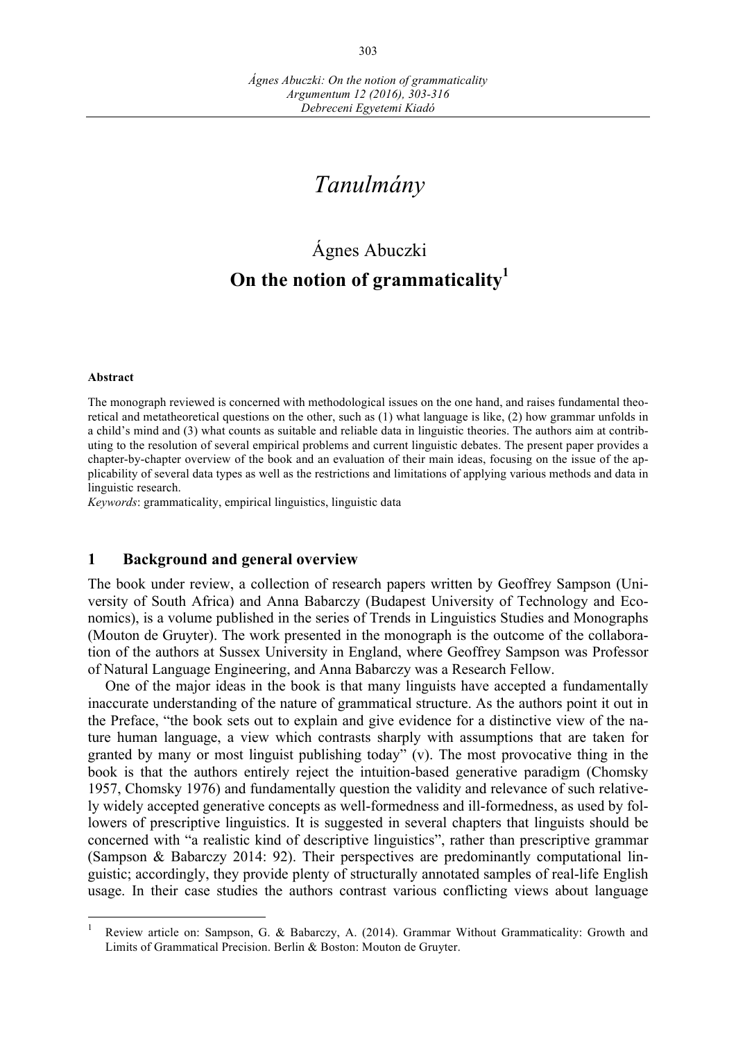# *Tanulmány*

## Ágnes Abuczki

## On the notion of grammaticality[1]

**Abstract**

The monograph reviewed is concerned with methodological issues on the one hand, and raises fundamental theoretical and metatheoretical questions on the other, such as (1) what language is like, (2) how grammar unfolds in a child's mind and (3) what counts as suitable and reliable data in linguistic theories. The authors aim at contributing to the resolution of several empirical problems and current linguistic debates. The present paper provides a chapter-by-chapter overview of the book and an evaluation of their main ideas, focusing on the issue of the applicability of several data types as well as the restrictions and limitations of applying various methods and data in linguistic research.

*Keywords*: grammaticality, empirical linguistics, linguistic data

### 1 Background and general overview

The book under review, a collection of research papers written by Geoffrey Sampson (University of South Africa) and Anna Babarczy (Budapest University of Technology and Economics), is a volume published in the series of Trends in Linguistics Studies and Monographs (Mouton de Gruyter). The work presented in the monograph is the outcome of the collaboration of the authors at Sussex University in England, where Geoffrey Sampson was Professor of Natural Language Engineering, and Anna Babarczy was a Research Fellow.

One of the major ideas in the book is that many linguists have accepted a fundamentally inaccurate understanding of the nature of grammatical structure. As the authors point it out in the Preface, "the book sets out to explain and give evidence for a distinctive view of the nature human language, a view which contrasts sharply with assumptions that are taken for granted by many or most linguist publishing today" (v). The most provocative thing in the book is that the authors entirely reject the intuition-based generative paradigm (Chomsky 1957, Chomsky 1976) and fundamentally question the validity and relevance of such relatively widely accepted generative concepts as well-formedness and ill-formedness, as used by followers of prescriptive linguistics. It is suggested in several chapters that linguists should be concerned with "a realistic kind of descriptive linguistics", rather than prescriptive grammar (Sampson & Babarczy 2014: 92). Their perspectives are predominantly computational linguistic; accordingly, they provide plenty of structurally annotated samples of real-life English usage. In their case studies the authors contrast various conflicting views about language

---

[1] Review article on: Sampson, G. & Babarczy, A. (2014). Grammar Without Grammaticality: Growth and Limits of Grammatical Precision. Berlin & Boston: Mouton de Gruyter.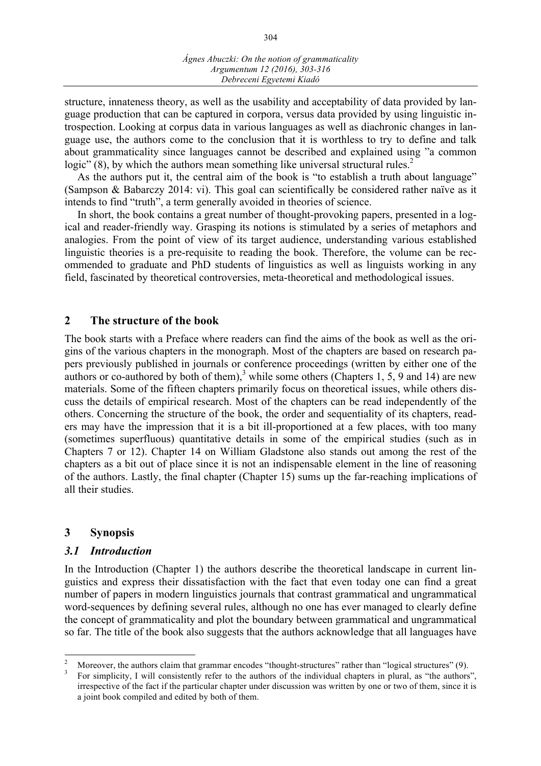structure, innateness theory, as well as the usability and acceptability of data provided by language production that can be captured in corpora, versus data provided by using linguistic introspection. Looking at corpus data in various languages as well as diachronic changes in language use, the authors come to the conclusion that it is worthless to try to define and talk about grammaticality since languages cannot be described and explained using "a common logic" (8), by which the authors mean something like universal structural rules.[2]

As the authors put it, the central aim of the book is "to establish a truth about language" (Sampson & Babarczy 2014: vi). This goal can scientifically be considered rather naïve as it intends to find "truth", a term generally avoided in theories of science.

In short, the book contains a great number of thought-provoking papers, presented in a logical and reader-friendly way. Grasping its notions is stimulated by a series of metaphors and analogies. From the point of view of its target audience, understanding various established linguistic theories is a pre-requisite to reading the book. Therefore, the volume can be recommended to graduate and PhD students of linguistics as well as linguists working in any field, fascinated by theoretical controversies, meta-theoretical and methodological issues.

## 2 The structure of the book

The book starts with a Preface where readers can find the aims of the book as well as the origins of the various chapters in the monograph. Most of the chapters are based on research papers previously published in journals or conference proceedings (written by either one of the authors or co-authored by both of them),[3] while some others (Chapters 1, 5, 9 and 14) are new materials. Some of the fifteen chapters primarily focus on theoretical issues, while others discuss the details of empirical research. Most of the chapters can be read independently of the others. Concerning the structure of the book, the order and sequentiality of its chapters, readers may have the impression that it is a bit ill-proportioned at a few places, with too many (sometimes superfluous) quantitative details in some of the empirical studies (such as in Chapters 7 or 12). Chapter 14 on William Gladstone also stands out among the rest of the chapters as a bit out of place since it is not an indispensable element in the line of reasoning of the authors. Lastly, the final chapter (Chapter 15) sums up the far-reaching implications of all their studies.

## 3 Synopsis

### *3.1 Introduction*

In the Introduction (Chapter 1) the authors describe the theoretical landscape in current linguistics and express their dissatisfaction with the fact that even today one can find a great number of papers in modern linguistics journals that contrast grammatical and ungrammatical word-sequences by defining several rules, although no one has ever managed to clearly define the concept of grammaticality and plot the boundary between grammatical and ungrammatical so far. The title of the book also suggests that the authors acknowledge that all languages have

---

[2] Moreover, the authors claim that grammar encodes "thought-structures" rather than "logical structures" (9).

[3] For simplicity, I will consistently refer to the authors of the individual chapters in plural, as "the authors", irrespective of the fact if the particular chapter under discussion was written by one or two of them, since it is a joint book compiled and edited by both of them.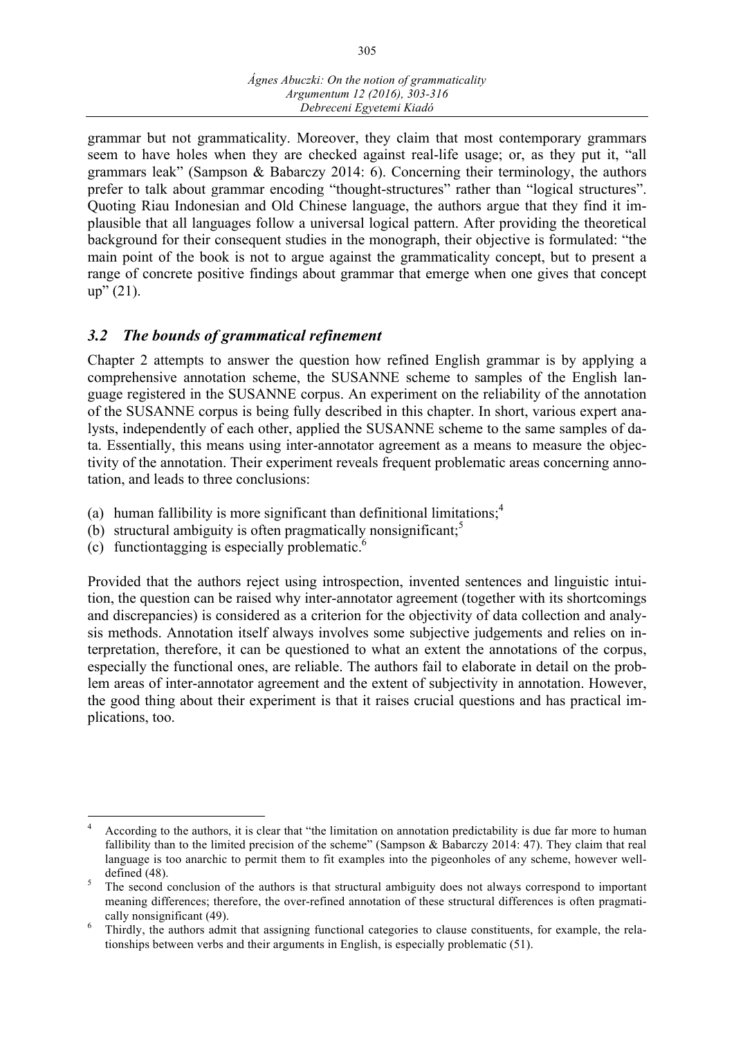grammar but not grammaticality. Moreover, they claim that most contemporary grammars seem to have holes when they are checked against real-life usage; or, as they put it, "all grammars leak" (Sampson & Babarczy 2014: 6). Concerning their terminology, the authors prefer to talk about grammar encoding "thought-structures" rather than "logical structures". Quoting Riau Indonesian and Old Chinese language, the authors argue that they find it implausible that all languages follow a universal logical pattern. After providing the theoretical background for their consequent studies in the monograph, their objective is formulated: "the main point of the book is not to argue against the grammaticality concept, but to present a range of concrete positive findings about grammar that emerge when one gives that concept up" (21).

### *3.2 The bounds of grammatical refinement*

Chapter 2 attempts to answer the question how refined English grammar is by applying a comprehensive annotation scheme, the SUSANNE scheme to samples of the English language registered in the SUSANNE corpus. An experiment on the reliability of the annotation of the SUSANNE corpus is being fully described in this chapter. In short, various expert analysts, independently of each other, applied the SUSANNE scheme to the same samples of data. Essentially, this means using inter-annotator agreement as a means to measure the objectivity of the annotation. Their experiment reveals frequent problematic areas concerning annotation, and leads to three conclusions:

(a) human fallibility is more significant than definitional limitations;[4]
(b) structural ambiguity is often pragmatically nonsignificant;[5]
(c) functiontagging is especially problematic.[6]

Provided that the authors reject using introspection, invented sentences and linguistic intuition, the question can be raised why inter-annotator agreement (together with its shortcomings and discrepancies) is considered as a criterion for the objectivity of data collection and analysis methods. Annotation itself always involves some subjective judgements and relies on interpretation, therefore, it can be questioned to what an extent the annotations of the corpus, especially the functional ones, are reliable. The authors fail to elaborate in detail on the problem areas of inter-annotator agreement and the extent of subjectivity in annotation. However, the good thing about their experiment is that it raises crucial questions and has practical implications, too.

---

[4] According to the authors, it is clear that "the limitation on annotation predictability is due far more to human fallibility than to the limited precision of the scheme" (Sampson & Babarczy 2014: 47). They claim that real language is too anarchic to permit them to fit examples into the pigeonholes of any scheme, however well-defined (48).

[5] The second conclusion of the authors is that structural ambiguity does not always correspond to important meaning differences; therefore, the over-refined annotation of these structural differences is often pragmatically nonsignificant (49).

[6] Thirdly, the authors admit that assigning functional categories to clause constituents, for example, the relationships between verbs and their arguments in English, is especially problematic (51).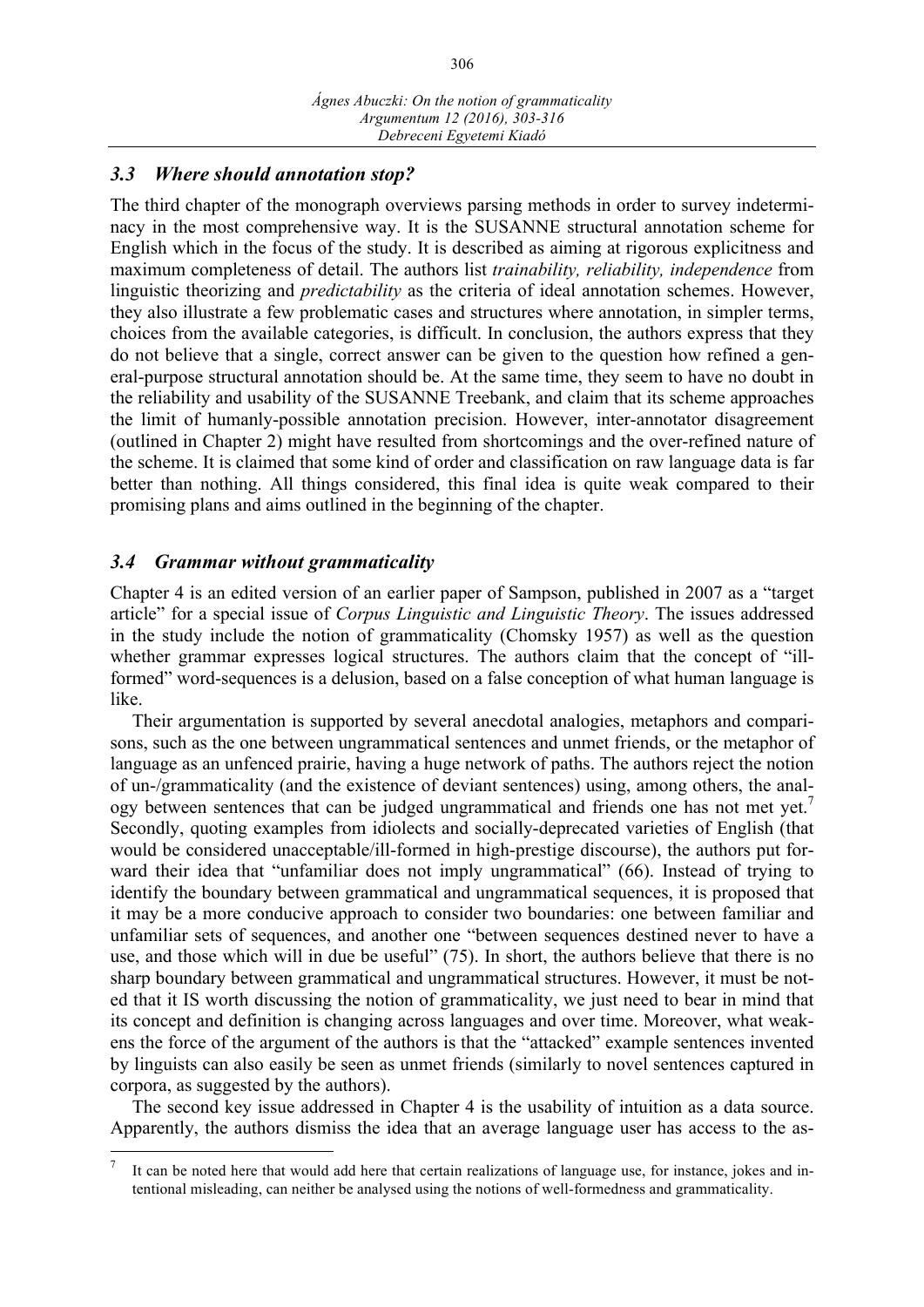### 3.3 Where should annotation stop?

The third chapter of the monograph overviews parsing methods in order to survey indeterminacy in the most comprehensive way. It is the SUSANNE structural annotation scheme for English which in the focus of the study. It is described as aiming at rigorous explicitness and maximum completeness of detail. The authors list *trainability, reliability, independence* from linguistic theorizing and *predictability* as the criteria of ideal annotation schemes. However, they also illustrate a few problematic cases and structures where annotation, in simpler terms, choices from the available categories, is difficult. In conclusion, the authors express that they do not believe that a single, correct answer can be given to the question how refined a general-purpose structural annotation should be. At the same time, they seem to have no doubt in the reliability and usability of the SUSANNE Treebank, and claim that its scheme approaches the limit of humanly-possible annotation precision. However, inter-annotator disagreement (outlined in Chapter 2) might have resulted from shortcomings and the over-refined nature of the scheme. It is claimed that some kind of order and classification on raw language data is far better than nothing. All things considered, this final idea is quite weak compared to their promising plans and aims outlined in the beginning of the chapter.

### 3.4 Grammar without grammaticality

Chapter 4 is an edited version of an earlier paper of Sampson, published in 2007 as a "target article" for a special issue of *Corpus Linguistic and Linguistic Theory*. The issues addressed in the study include the notion of grammaticality (Chomsky 1957) as well as the question whether grammar expresses logical structures. The authors claim that the concept of "ill-formed" word-sequences is a delusion, based on a false conception of what human language is like.

Their argumentation is supported by several anecdotal analogies, metaphors and comparisons, such as the one between ungrammatical sentences and unmet friends, or the metaphor of language as an unfenced prairie, having a huge network of paths. The authors reject the notion of un-/grammaticality (and the existence of deviant sentences) using, among others, the analogy between sentences that can be judged ungrammatical and friends one has not met yet.[7] Secondly, quoting examples from idiolects and socially-deprecated varieties of English (that would be considered unacceptable/ill-formed in high-prestige discourse), the authors put forward their idea that "unfamiliar does not imply ungrammatical" (66). Instead of trying to identify the boundary between grammatical and ungrammatical sequences, it is proposed that it may be a more conducive approach to consider two boundaries: one between familiar and unfamiliar sets of sequences, and another one "between sequences destined never to have a use, and those which will in due be useful" (75). In short, the authors believe that there is no sharp boundary between grammatical and ungrammatical structures. However, it must be noted that it IS worth discussing the notion of grammaticality, we just need to bear in mind that its concept and definition is changing across languages and over time. Moreover, what weakens the force of the argument of the authors is that the "attacked" example sentences invented by linguists can also easily be seen as unmet friends (similarly to novel sentences captured in corpora, as suggested by the authors).

The second key issue addressed in Chapter 4 is the usability of intuition as a data source. Apparently, the authors dismiss the idea that an average language user has access to the as-

---

[7] It can be noted here that would add here that certain realizations of language use, for instance, jokes and intentional misleading, can neither be analysed using the notions of well-formedness and grammaticality.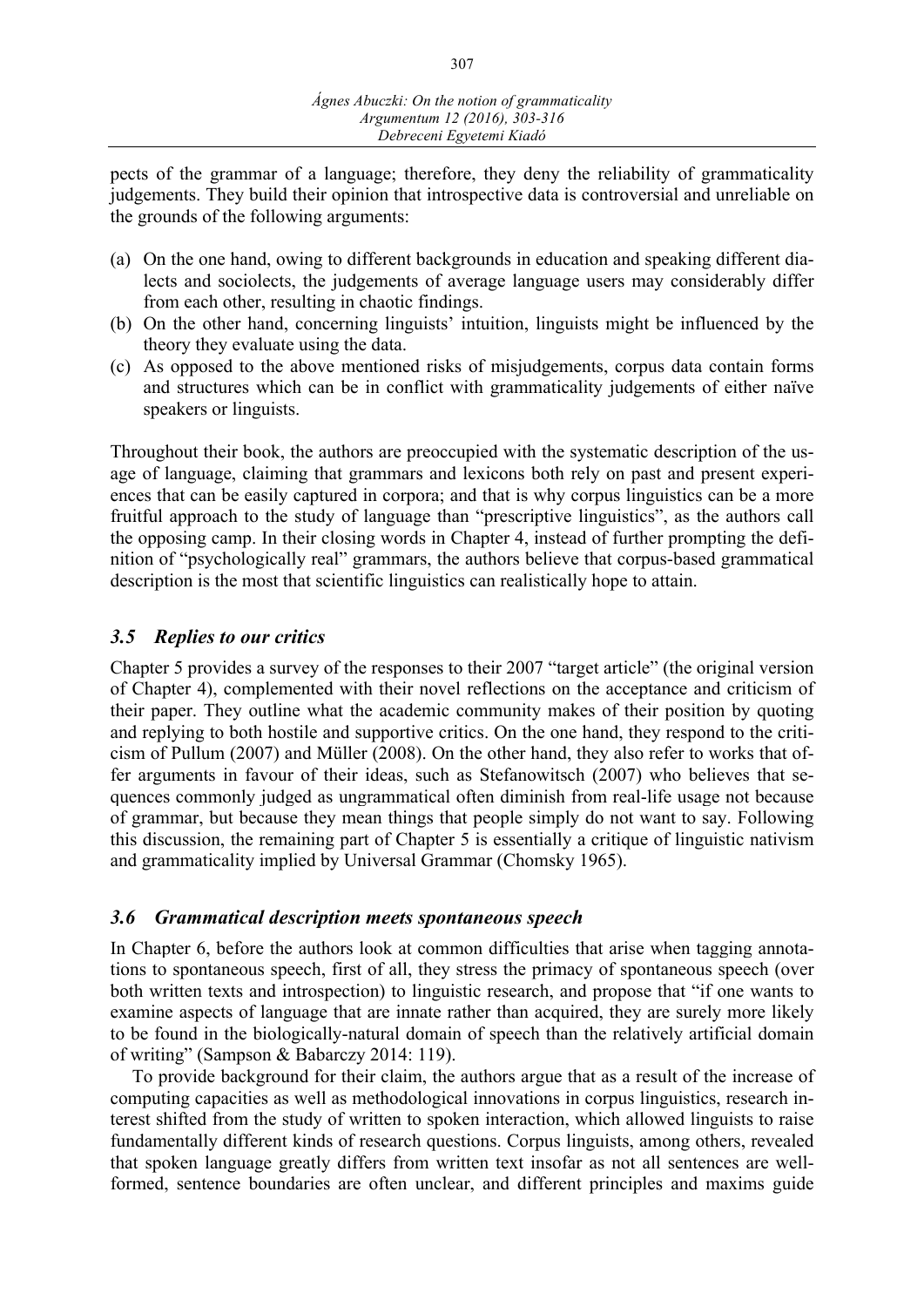pects of the grammar of a language; therefore, they deny the reliability of grammaticality judgements. They build their opinion that introspective data is controversial and unreliable on the grounds of the following arguments:

(a) On the one hand, owing to different backgrounds in education and speaking different dialects and sociolects, the judgements of average language users may considerably differ from each other, resulting in chaotic findings.
(b) On the other hand, concerning linguists' intuition, linguists might be influenced by the theory they evaluate using the data.
(c) As opposed to the above mentioned risks of misjudgements, corpus data contain forms and structures which can be in conflict with grammaticality judgements of either naïve speakers or linguists.

Throughout their book, the authors are preoccupied with the systematic description of the usage of language, claiming that grammars and lexicons both rely on past and present experiences that can be easily captured in corpora; and that is why corpus linguistics can be a more fruitful approach to the study of language than "prescriptive linguistics", as the authors call the opposing camp. In their closing words in Chapter 4, instead of further prompting the definition of "psychologically real" grammars, the authors believe that corpus-based grammatical description is the most that scientific linguistics can realistically hope to attain.

### *3.5 Replies to our critics*

Chapter 5 provides a survey of the responses to their 2007 "target article" (the original version of Chapter 4), complemented with their novel reflections on the acceptance and criticism of their paper. They outline what the academic community makes of their position by quoting and replying to both hostile and supportive critics. On the one hand, they respond to the criticism of Pullum (2007) and Müller (2008). On the other hand, they also refer to works that offer arguments in favour of their ideas, such as Stefanowitsch (2007) who believes that sequences commonly judged as ungrammatical often diminish from real-life usage not because of grammar, but because they mean things that people simply do not want to say. Following this discussion, the remaining part of Chapter 5 is essentially a critique of linguistic nativism and grammaticality implied by Universal Grammar (Chomsky 1965).

### *3.6 Grammatical description meets spontaneous speech*

In Chapter 6, before the authors look at common difficulties that arise when tagging annotations to spontaneous speech, first of all, they stress the primacy of spontaneous speech (over both written texts and introspection) to linguistic research, and propose that "if one wants to examine aspects of language that are innate rather than acquired, they are surely more likely to be found in the biologically-natural domain of speech than the relatively artificial domain of writing" (Sampson & Babarczy 2014: 119).

To provide background for their claim, the authors argue that as a result of the increase of computing capacities as well as methodological innovations in corpus linguistics, research interest shifted from the study of written to spoken interaction, which allowed linguists to raise fundamentally different kinds of research questions. Corpus linguists, among others, revealed that spoken language greatly differs from written text insofar as not all sentences are well-formed, sentence boundaries are often unclear, and different principles and maxims guide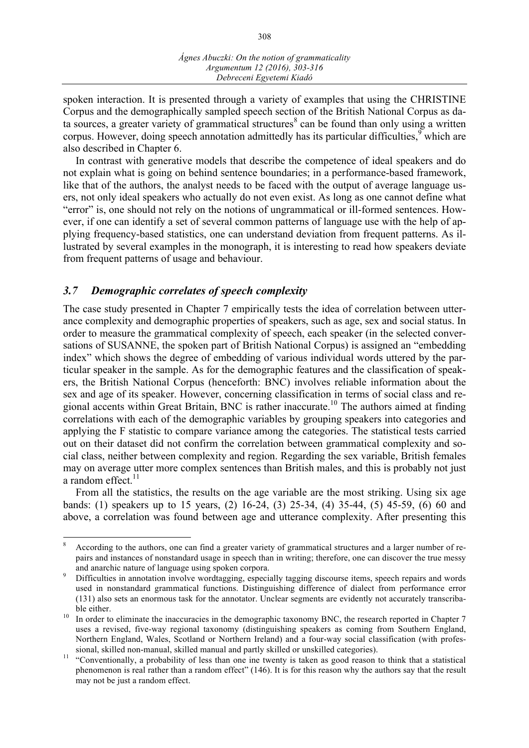spoken interaction. It is presented through a variety of examples that using the CHRISTINE Corpus and the demographically sampled speech section of the British National Corpus as data sources, a greater variety of grammatical structures[8] can be found than only using a written corpus. However, doing speech annotation admittedly has its particular difficulties,[9] which are also described in Chapter 6.

In contrast with generative models that describe the competence of ideal speakers and do not explain what is going on behind sentence boundaries; in a performance-based framework, like that of the authors, the analyst needs to be faced with the output of average language users, not only ideal speakers who actually do not even exist. As long as one cannot define what "error" is, one should not rely on the notions of ungrammatical or ill-formed sentences. However, if one can identify a set of several common patterns of language use with the help of applying frequency-based statistics, one can understand deviation from frequent patterns. As illustrated by several examples in the monograph, it is interesting to read how speakers deviate from frequent patterns of usage and behaviour.

### *3.7 Demographic correlates of speech complexity*

The case study presented in Chapter 7 empirically tests the idea of correlation between utterance complexity and demographic properties of speakers, such as age, sex and social status. In order to measure the grammatical complexity of speech, each speaker (in the selected conversations of SUSANNE, the spoken part of British National Corpus) is assigned an "embedding index" which shows the degree of embedding of various individual words uttered by the particular speaker in the sample. As for the demographic features and the classification of speakers, the British National Corpus (henceforth: BNC) involves reliable information about the sex and age of its speaker. However, concerning classification in terms of social class and regional accents within Great Britain, BNC is rather inaccurate.[10] The authors aimed at finding correlations with each of the demographic variables by grouping speakers into categories and applying the F statistic to compare variance among the categories. The statistical tests carried out on their dataset did not confirm the correlation between grammatical complexity and social class, neither between complexity and region. Regarding the sex variable, British females may on average utter more complex sentences than British males, and this is probably not just a random effect.[11]

From all the statistics, the results on the age variable are the most striking. Using six age bands: (1) speakers up to 15 years, (2) 16-24, (3) 25-34, (4) 35-44, (5) 45-59, (6) 60 and above, a correlation was found between age and utterance complexity. After presenting this

---

[8] According to the authors, one can find a greater variety of grammatical structures and a larger number of repairs and instances of nonstandard usage in speech than in writing; therefore, one can discover the true messy and anarchic nature of language using spoken corpora.

[9] Difficulties in annotation involve wordtagging, especially tagging discourse items, speech repairs and words used in nonstandard grammatical functions. Distinguishing difference of dialect from performance error (131) also sets an enormous task for the annotator. Unclear segments are evidently not accurately transcribable either.

[10] In order to eliminate the inaccuracies in the demographic taxonomy BNC, the research reported in Chapter 7 uses a revised, five-way regional taxonomy (distinguishing speakers as coming from Southern England, Northern England, Wales, Scotland or Northern Ireland) and a four-way social classification (with professional, skilled non-manual, skilled manual and partly skilled or unskilled categories).

[11] "Conventionally, a probability of less than one ine twenty is taken as good reason to think that a statistical phenomenon is real rather than a random effect" (146). It is for this reason why the authors say that the result may not be just a random effect.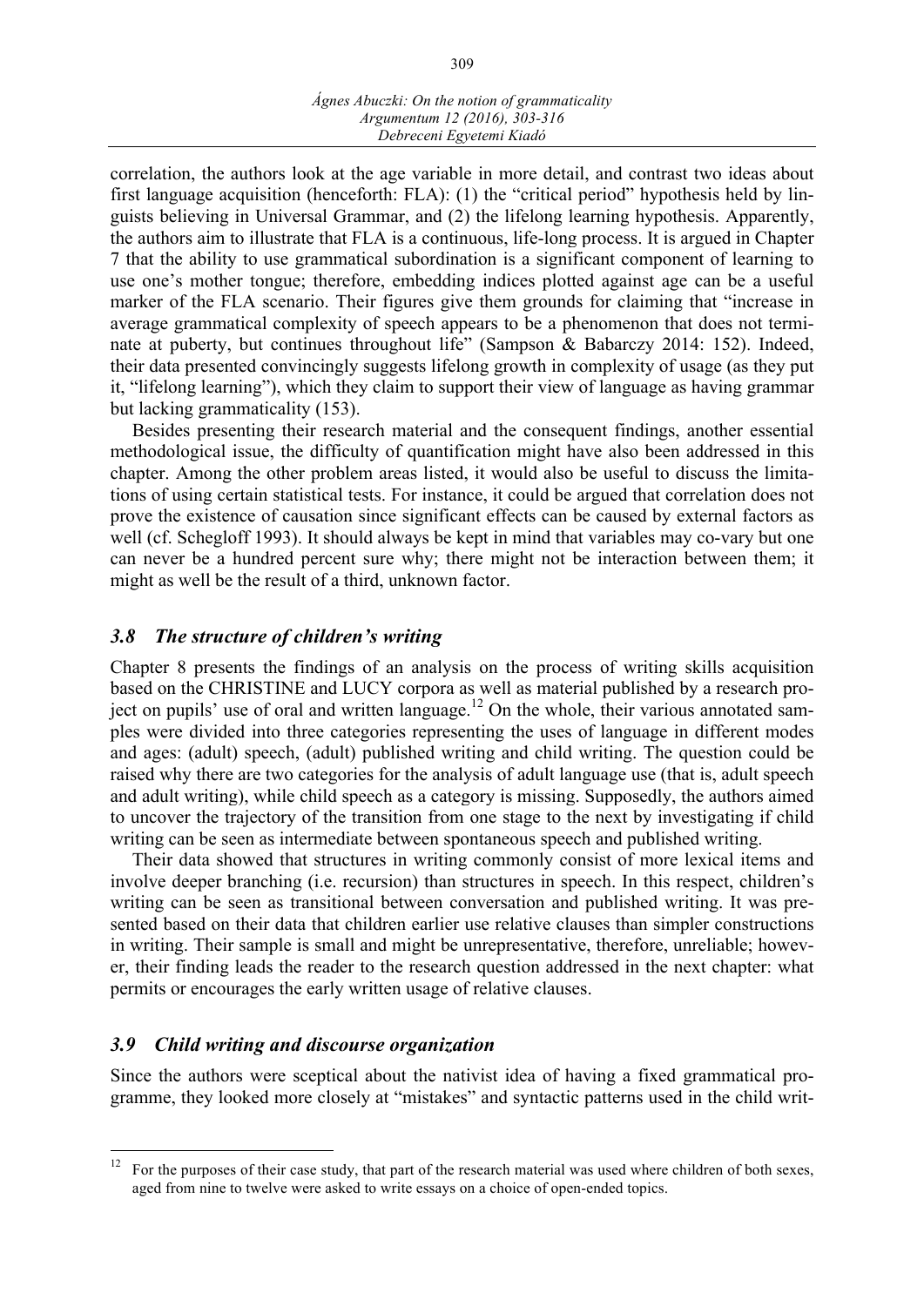correlation, the authors look at the age variable in more detail, and contrast two ideas about first language acquisition (henceforth: FLA): (1) the "critical period" hypothesis held by linguists believing in Universal Grammar, and (2) the lifelong learning hypothesis. Apparently, the authors aim to illustrate that FLA is a continuous, life-long process. It is argued in Chapter 7 that the ability to use grammatical subordination is a significant component of learning to use one's mother tongue; therefore, embedding indices plotted against age can be a useful marker of the FLA scenario. Their figures give them grounds for claiming that "increase in average grammatical complexity of speech appears to be a phenomenon that does not terminate at puberty, but continues throughout life" (Sampson & Babarczy 2014: 152). Indeed, their data presented convincingly suggests lifelong growth in complexity of usage (as they put it, "lifelong learning"), which they claim to support their view of language as having grammar but lacking grammaticality (153).

Besides presenting their research material and the consequent findings, another essential methodological issue, the difficulty of quantification might have also been addressed in this chapter. Among the other problem areas listed, it would also be useful to discuss the limitations of using certain statistical tests. For instance, it could be argued that correlation does not prove the existence of causation since significant effects can be caused by external factors as well (cf. Schegloff 1993). It should always be kept in mind that variables may co-vary but one can never be a hundred percent sure why; there might not be interaction between them; it might as well be the result of a third, unknown factor.

### *3.8 The structure of children's writing*

Chapter 8 presents the findings of an analysis on the process of writing skills acquisition based on the CHRISTINE and LUCY corpora as well as material published by a research project on pupils' use of oral and written language.[12] On the whole, their various annotated samples were divided into three categories representing the uses of language in different modes and ages: (adult) speech, (adult) published writing and child writing. The question could be raised why there are two categories for the analysis of adult language use (that is, adult speech and adult writing), while child speech as a category is missing. Supposedly, the authors aimed to uncover the trajectory of the transition from one stage to the next by investigating if child writing can be seen as intermediate between spontaneous speech and published writing.

Their data showed that structures in writing commonly consist of more lexical items and involve deeper branching (i.e. recursion) than structures in speech. In this respect, children's writing can be seen as transitional between conversation and published writing. It was presented based on their data that children earlier use relative clauses than simpler constructions in writing. Their sample is small and might be unrepresentative, therefore, unreliable; however, their finding leads the reader to the research question addressed in the next chapter: what permits or encourages the early written usage of relative clauses.

### *3.9 Child writing and discourse organization*

Since the authors were sceptical about the nativist idea of having a fixed grammatical programme, they looked more closely at "mistakes" and syntactic patterns used in the child writ-

---

[12] For the purposes of their case study, that part of the research material was used where children of both sexes, aged from nine to twelve were asked to write essays on a choice of open-ended topics.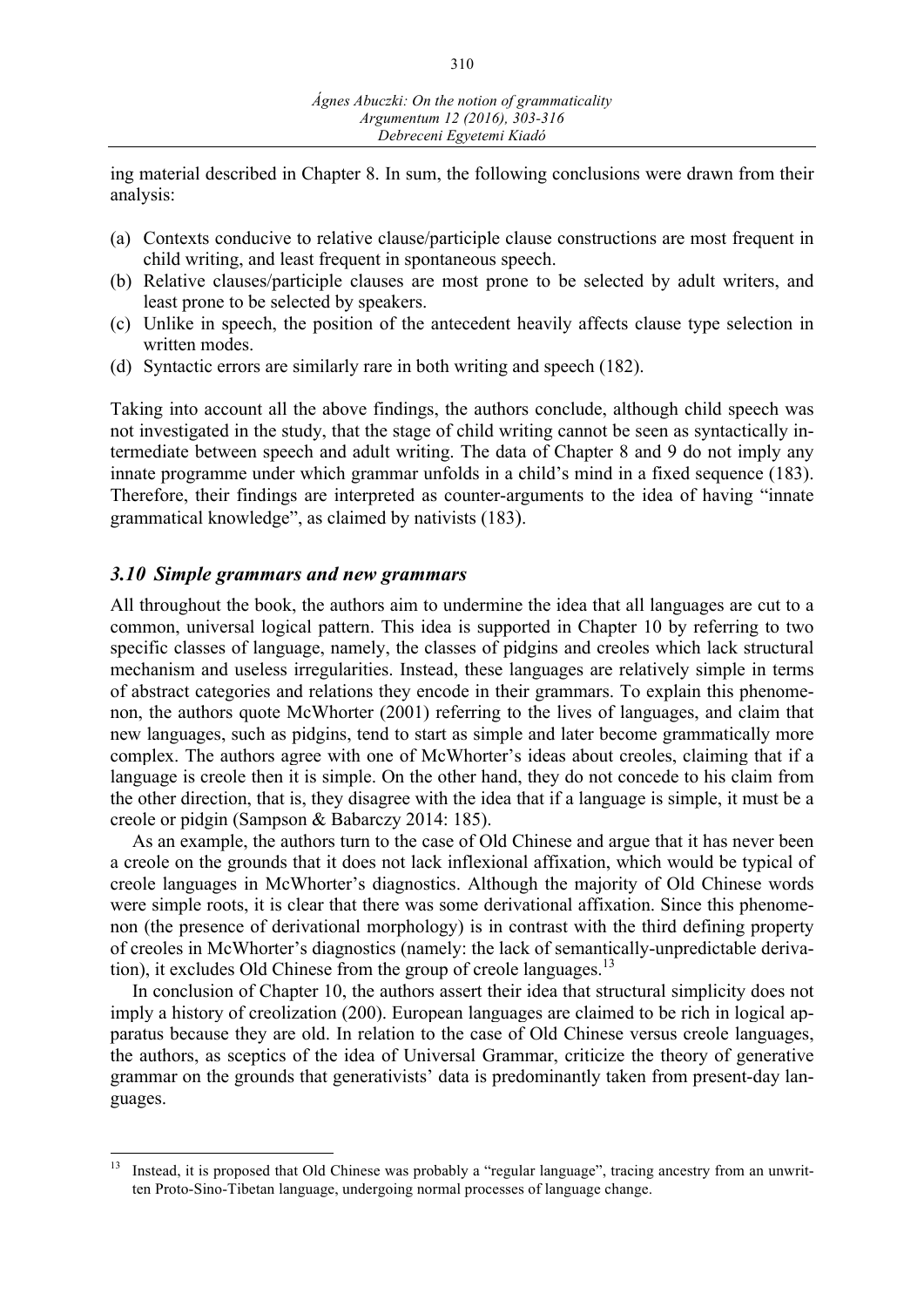ing material described in Chapter 8. In sum, the following conclusions were drawn from their analysis:

(a) Contexts conducive to relative clause/participle clause constructions are most frequent in child writing, and least frequent in spontaneous speech.
(b) Relative clauses/participle clauses are most prone to be selected by adult writers, and least prone to be selected by speakers.
(c) Unlike in speech, the position of the antecedent heavily affects clause type selection in written modes.
(d) Syntactic errors are similarly rare in both writing and speech (182).

Taking into account all the above findings, the authors conclude, although child speech was not investigated in the study, that the stage of child writing cannot be seen as syntactically intermediate between speech and adult writing. The data of Chapter 8 and 9 do not imply any innate programme under which grammar unfolds in a child's mind in a fixed sequence (183). Therefore, their findings are interpreted as counter-arguments to the idea of having "innate grammatical knowledge", as claimed by nativists (183).

### *3.10 Simple grammars and new grammars*

All throughout the book, the authors aim to undermine the idea that all languages are cut to a common, universal logical pattern. This idea is supported in Chapter 10 by referring to two specific classes of language, namely, the classes of pidgins and creoles which lack structural mechanism and useless irregularities. Instead, these languages are relatively simple in terms of abstract categories and relations they encode in their grammars. To explain this phenomenon, the authors quote McWhorter (2001) referring to the lives of languages, and claim that new languages, such as pidgins, tend to start as simple and later become grammatically more complex. The authors agree with one of McWhorter's ideas about creoles, claiming that if a language is creole then it is simple. On the other hand, they do not concede to his claim from the other direction, that is, they disagree with the idea that if a language is simple, it must be a creole or pidgin (Sampson & Babarczy 2014: 185).

As an example, the authors turn to the case of Old Chinese and argue that it has never been a creole on the grounds that it does not lack inflexional affixation, which would be typical of creole languages in McWhorter's diagnostics. Although the majority of Old Chinese words were simple roots, it is clear that there was some derivational affixation. Since this phenomenon (the presence of derivational morphology) is in contrast with the third defining property of creoles in McWhorter's diagnostics (namely: the lack of semantically-unpredictable derivation), it excludes Old Chinese from the group of creole languages.[13]

In conclusion of Chapter 10, the authors assert their idea that structural simplicity does not imply a history of creolization (200). European languages are claimed to be rich in logical apparatus because they are old. In relation to the case of Old Chinese versus creole languages, the authors, as sceptics of the idea of Universal Grammar, criticize the theory of generative grammar on the grounds that generativists' data is predominantly taken from present-day languages.

---

[13] Instead, it is proposed that Old Chinese was probably a "regular language", tracing ancestry from an unwritten Proto-Sino-Tibetan language, undergoing normal processes of language change.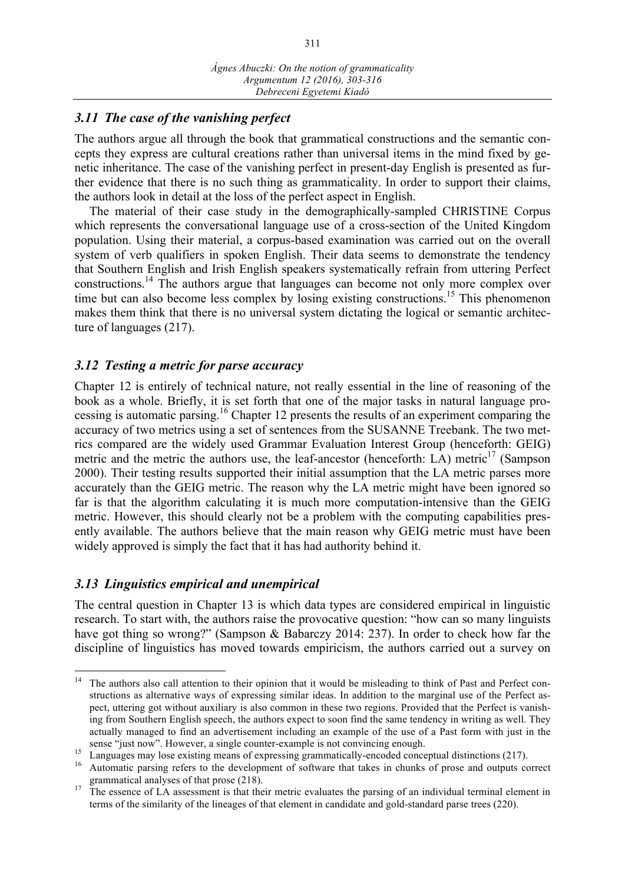### *3.11 The case of the vanishing perfect*

The authors argue all through the book that grammatical constructions and the semantic concepts they express are cultural creations rather than universal items in the mind fixed by genetic inheritance. The case of the vanishing perfect in present-day English is presented as further evidence that there is no such thing as grammaticality. In order to support their claims, the authors look in detail at the loss of the perfect aspect in English.

The material of their case study in the demographically-sampled CHRISTINE Corpus which represents the conversational language use of a cross-section of the United Kingdom population. Using their material, a corpus-based examination was carried out on the overall system of verb qualifiers in spoken English. Their data seems to demonstrate the tendency that Southern English and Irish English speakers systematically refrain from uttering Perfect constructions.[14] The authors argue that languages can become not only more complex over time but can also become less complex by losing existing constructions.[15] This phenomenon makes them think that there is no universal system dictating the logical or semantic architecture of languages (217).

### *3.12 Testing a metric for parse accuracy*

Chapter 12 is entirely of technical nature, not really essential in the line of reasoning of the book as a whole. Briefly, it is set forth that one of the major tasks in natural language processing is automatic parsing.[16] Chapter 12 presents the results of an experiment comparing the accuracy of two metrics using a set of sentences from the SUSANNE Treebank. The two metrics compared are the widely used Grammar Evaluation Interest Group (henceforth: GEIG) metric and the metric the authors use, the leaf-ancestor (henceforth: LA) metric[17] (Sampson 2000). Their testing results supported their initial assumption that the LA metric parses more accurately than the GEIG metric. The reason why the LA metric might have been ignored so far is that the algorithm calculating it is much more computation-intensive than the GEIG metric. However, this should clearly not be a problem with the computing capabilities presently available. The authors believe that the main reason why GEIG metric must have been widely approved is simply the fact that it has had authority behind it.

### *3.13 Linguistics empirical and unempirical*

The central question in Chapter 13 is which data types are considered empirical in linguistic research. To start with, the authors raise the provocative question: "how can so many linguists have got thing so wrong?" (Sampson & Babarczy 2014: 237). In order to check how far the discipline of linguistics has moved towards empiricism, the authors carried out a survey on

---

[14] The authors also call attention to their opinion that it would be misleading to think of Past and Perfect constructions as alternative ways of expressing similar ideas. In addition to the marginal use of the Perfect aspect, uttering got without auxiliary is also common in these two regions. Provided that the Perfect is vanishing from Southern English speech, the authors expect to soon find the same tendency in writing as well. They actually managed to find an advertisement including an example of the use of a Past form with just in the sense "just now". However, a single counter-example is not convincing enough.

[15] Languages may lose existing means of expressing grammatically-encoded conceptual distinctions (217).

[16] Automatic parsing refers to the development of software that takes in chunks of prose and outputs correct grammatical analyses of that prose (218).

[17] The essence of LA assessment is that their metric evaluates the parsing of an individual terminal element in terms of the similarity of the lineages of that element in candidate and gold-standard parse trees (220).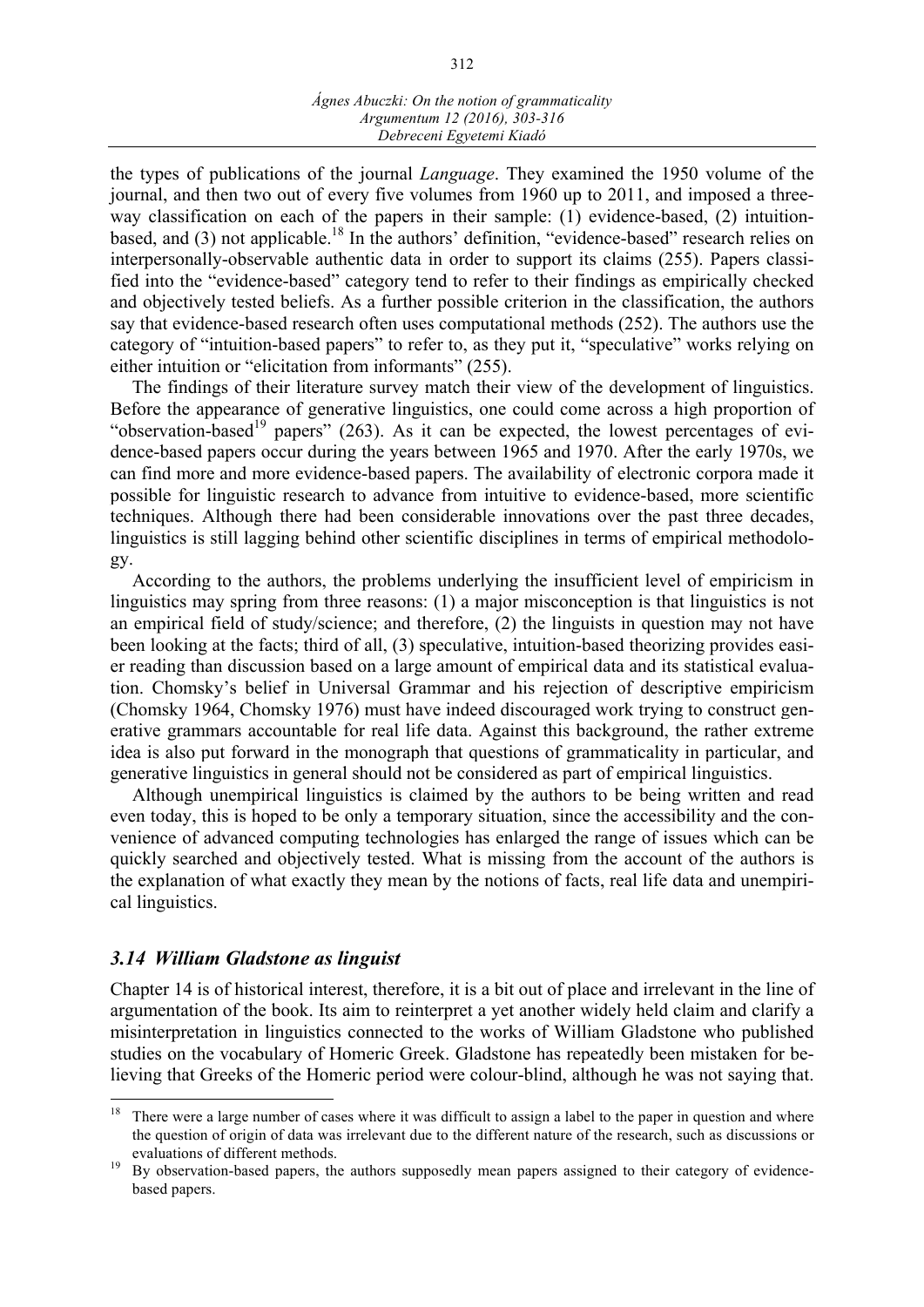the types of publications of the journal *Language*. They examined the 1950 volume of the journal, and then two out of every five volumes from 1960 up to 2011, and imposed a three-way classification on each of the papers in their sample: (1) evidence-based, (2) intuition-based, and (3) not applicable.[18] In the authors' definition, "evidence-based" research relies on interpersonally-observable authentic data in order to support its claims (255). Papers classified into the "evidence-based" category tend to refer to their findings as empirically checked and objectively tested beliefs. As a further possible criterion in the classification, the authors say that evidence-based research often uses computational methods (252). The authors use the category of "intuition-based papers" to refer to, as they put it, "speculative" works relying on either intuition or "elicitation from informants" (255).

The findings of their literature survey match their view of the development of linguistics. Before the appearance of generative linguistics, one could come across a high proportion of "observation-based[19] papers" (263). As it can be expected, the lowest percentages of evidence-based papers occur during the years between 1965 and 1970. After the early 1970s, we can find more and more evidence-based papers. The availability of electronic corpora made it possible for linguistic research to advance from intuitive to evidence-based, more scientific techniques. Although there had been considerable innovations over the past three decades, linguistics is still lagging behind other scientific disciplines in terms of empirical methodology.

According to the authors, the problems underlying the insufficient level of empiricism in linguistics may spring from three reasons: (1) a major misconception is that linguistics is not an empirical field of study/science; and therefore, (2) the linguists in question may not have been looking at the facts; third of all, (3) speculative, intuition-based theorizing provides easier reading than discussion based on a large amount of empirical data and its statistical evaluation. Chomsky's belief in Universal Grammar and his rejection of descriptive empiricism (Chomsky 1964, Chomsky 1976) must have indeed discouraged work trying to construct generative grammars accountable for real life data. Against this background, the rather extreme idea is also put forward in the monograph that questions of grammaticality in particular, and generative linguistics in general should not be considered as part of empirical linguistics.

Although unempirical linguistics is claimed by the authors to be being written and read even today, this is hoped to be only a temporary situation, since the accessibility and the convenience of advanced computing technologies has enlarged the range of issues which can be quickly searched and objectively tested. What is missing from the account of the authors is the explanation of what exactly they mean by the notions of facts, real life data and unempirical linguistics.

### *3.14 William Gladstone as linguist*

Chapter 14 is of historical interest, therefore, it is a bit out of place and irrelevant in the line of argumentation of the book. Its aim to reinterpret a yet another widely held claim and clarify a misinterpretation in linguistics connected to the works of William Gladstone who published studies on the vocabulary of Homeric Greek. Gladstone has repeatedly been mistaken for believing that Greeks of the Homeric period were colour-blind, although he was not saying that.

---

[18] There were a large number of cases where it was difficult to assign a label to the paper in question and where the question of origin of data was irrelevant due to the different nature of the research, such as discussions or evaluations of different methods.

[19] By observation-based papers, the authors supposedly mean papers assigned to their category of evidence-based papers.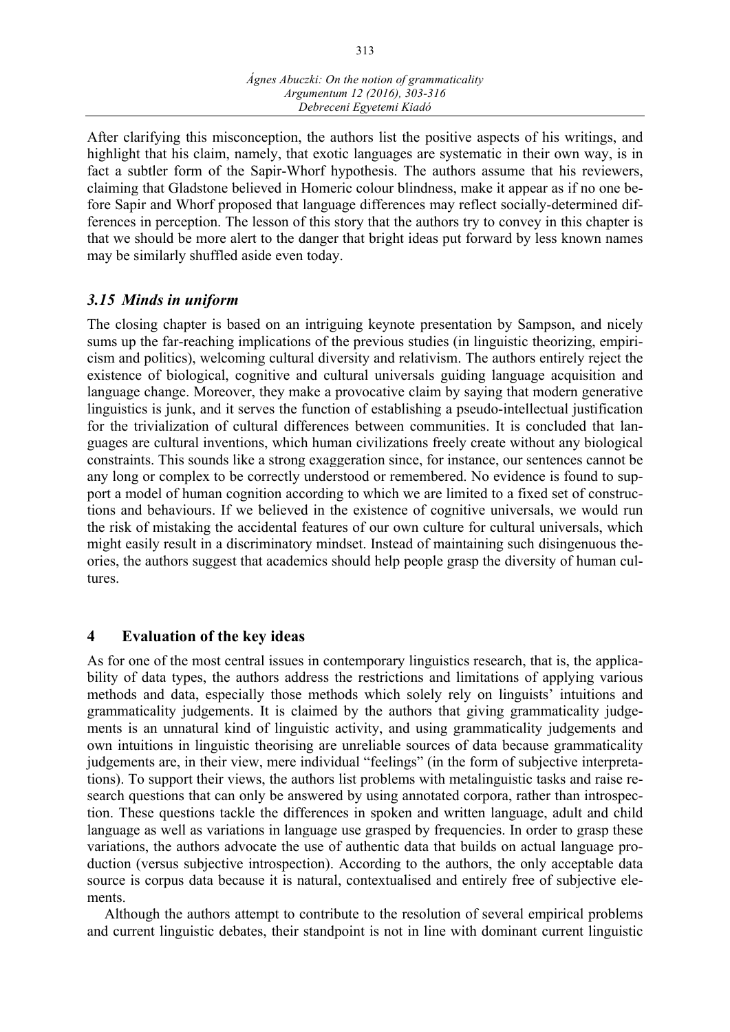After clarifying this misconception, the authors list the positive aspects of his writings, and highlight that his claim, namely, that exotic languages are systematic in their own way, is in fact a subtler form of the Sapir-Whorf hypothesis. The authors assume that his reviewers, claiming that Gladstone believed in Homeric colour blindness, make it appear as if no one before Sapir and Whorf proposed that language differences may reflect socially-determined differences in perception. The lesson of this story that the authors try to convey in this chapter is that we should be more alert to the danger that bright ideas put forward by less known names may be similarly shuffled aside even today.

### *3.15 Minds in uniform*

The closing chapter is based on an intriguing keynote presentation by Sampson, and nicely sums up the far-reaching implications of the previous studies (in linguistic theorizing, empiricism and politics), welcoming cultural diversity and relativism. The authors entirely reject the existence of biological, cognitive and cultural universals guiding language acquisition and language change. Moreover, they make a provocative claim by saying that modern generative linguistics is junk, and it serves the function of establishing a pseudo-intellectual justification for the trivialization of cultural differences between communities. It is concluded that languages are cultural inventions, which human civilizations freely create without any biological constraints. This sounds like a strong exaggeration since, for instance, our sentences cannot be any long or complex to be correctly understood or remembered. No evidence is found to support a model of human cognition according to which we are limited to a fixed set of constructions and behaviours. If we believed in the existence of cognitive universals, we would run the risk of mistaking the accidental features of our own culture for cultural universals, which might easily result in a discriminatory mindset. Instead of maintaining such disingenuous theories, the authors suggest that academics should help people grasp the diversity of human cultures.

## 4 Evaluation of the key ideas

As for one of the most central issues in contemporary linguistics research, that is, the applicability of data types, the authors address the restrictions and limitations of applying various methods and data, especially those methods which solely rely on linguists' intuitions and grammaticality judgements. It is claimed by the authors that giving grammaticality judgements is an unnatural kind of linguistic activity, and using grammaticality judgements and own intuitions in linguistic theorising are unreliable sources of data because grammaticality judgements are, in their view, mere individual "feelings" (in the form of subjective interpretations). To support their views, the authors list problems with metalinguistic tasks and raise research questions that can only be answered by using annotated corpora, rather than introspection. These questions tackle the differences in spoken and written language, adult and child language as well as variations in language use grasped by frequencies. In order to grasp these variations, the authors advocate the use of authentic data that builds on actual language production (versus subjective introspection). According to the authors, the only acceptable data source is corpus data because it is natural, contextualised and entirely free of subjective elements.

Although the authors attempt to contribute to the resolution of several empirical problems and current linguistic debates, their standpoint is not in line with dominant current linguistic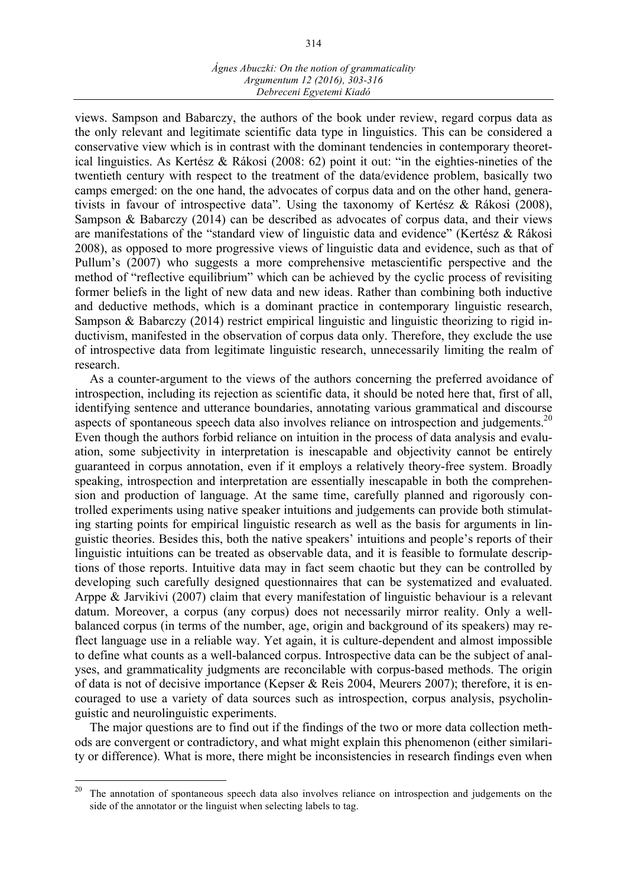views. Sampson and Babarczy, the authors of the book under review, regard corpus data as the only relevant and legitimate scientific data type in linguistics. This can be considered a conservative view which is in contrast with the dominant tendencies in contemporary theoretical linguistics. As Kertész & Rákosi (2008: 62) point it out: "in the eighties-nineties of the twentieth century with respect to the treatment of the data/evidence problem, basically two camps emerged: on the one hand, the advocates of corpus data and on the other hand, generativists in favour of introspective data". Using the taxonomy of Kertész & Rákosi (2008), Sampson & Babarczy (2014) can be described as advocates of corpus data, and their views are manifestations of the "standard view of linguistic data and evidence" (Kertész & Rákosi 2008), as opposed to more progressive views of linguistic data and evidence, such as that of Pullum's (2007) who suggests a more comprehensive metascientific perspective and the method of "reflective equilibrium" which can be achieved by the cyclic process of revisiting former beliefs in the light of new data and new ideas. Rather than combining both inductive and deductive methods, which is a dominant practice in contemporary linguistic research, Sampson & Babarczy (2014) restrict empirical linguistic and linguistic theorizing to rigid inductivism, manifested in the observation of corpus data only. Therefore, they exclude the use of introspective data from legitimate linguistic research, unnecessarily limiting the realm of research.

As a counter-argument to the views of the authors concerning the preferred avoidance of introspection, including its rejection as scientific data, it should be noted here that, first of all, identifying sentence and utterance boundaries, annotating various grammatical and discourse aspects of spontaneous speech data also involves reliance on introspection and judgements.[20] Even though the authors forbid reliance on intuition in the process of data analysis and evaluation, some subjectivity in interpretation is inescapable and objectivity cannot be entirely guaranteed in corpus annotation, even if it employs a relatively theory-free system. Broadly speaking, introspection and interpretation are essentially inescapable in both the comprehension and production of language. At the same time, carefully planned and rigorously controlled experiments using native speaker intuitions and judgements can provide both stimulating starting points for empirical linguistic research as well as the basis for arguments in linguistic theories. Besides this, both the native speakers' intuitions and people's reports of their linguistic intuitions can be treated as observable data, and it is feasible to formulate descriptions of those reports. Intuitive data may in fact seem chaotic but they can be controlled by developing such carefully designed questionnaires that can be systematized and evaluated. Arppe & Jarvikivi (2007) claim that every manifestation of linguistic behaviour is a relevant datum. Moreover, a corpus (any corpus) does not necessarily mirror reality. Only a well-balanced corpus (in terms of the number, age, origin and background of its speakers) may reflect language use in a reliable way. Yet again, it is culture-dependent and almost impossible to define what counts as a well-balanced corpus. Introspective data can be the subject of analyses, and grammaticality judgments are reconcilable with corpus-based methods. The origin of data is not of decisive importance (Kepser & Reis 2004, Meurers 2007); therefore, it is encouraged to use a variety of data sources such as introspection, corpus analysis, psycholinguistic and neurolinguistic experiments.

The major questions are to find out if the findings of the two or more data collection methods are convergent or contradictory, and what might explain this phenomenon (either similarity or difference). What is more, there might be inconsistencies in research findings even when

[20] The annotation of spontaneous speech data also involves reliance on introspection and judgements on the side of the annotator or the linguist when selecting labels to tag.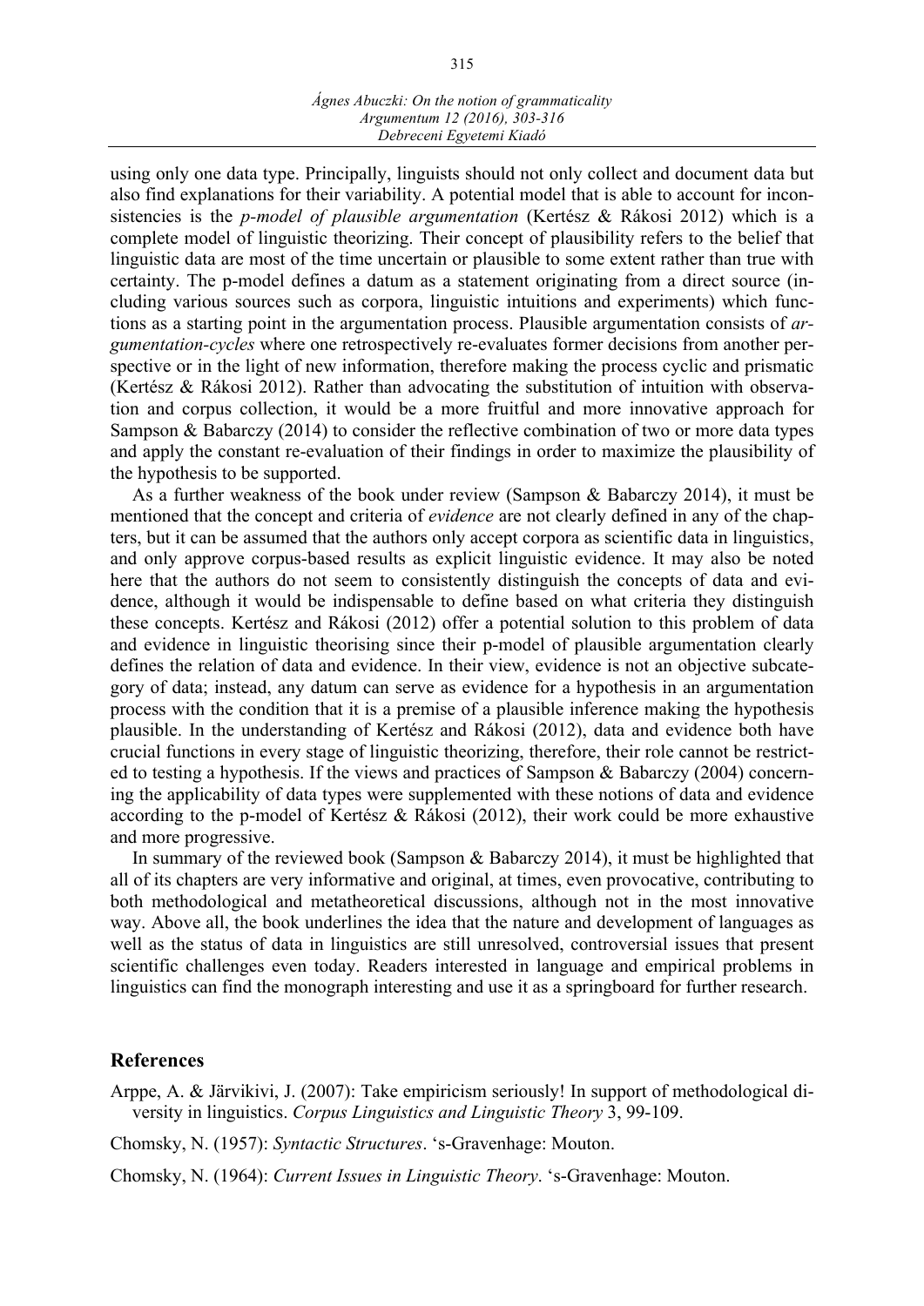using only one data type. Principally, linguists should not only collect and document data but also find explanations for their variability. A potential model that is able to account for inconsistencies is the *p-model of plausible argumentation* (Kertész & Rákosi 2012) which is a complete model of linguistic theorizing. Their concept of plausibility refers to the belief that linguistic data are most of the time uncertain or plausible to some extent rather than true with certainty. The p-model defines a datum as a statement originating from a direct source (including various sources such as corpora, linguistic intuitions and experiments) which functions as a starting point in the argumentation process. Plausible argumentation consists of *argumentation-cycles* where one retrospectively re-evaluates former decisions from another perspective or in the light of new information, therefore making the process cyclic and prismatic (Kertész & Rákosi 2012). Rather than advocating the substitution of intuition with observation and corpus collection, it would be a more fruitful and more innovative approach for Sampson & Babarczy (2014) to consider the reflective combination of two or more data types and apply the constant re-evaluation of their findings in order to maximize the plausibility of the hypothesis to be supported.

As a further weakness of the book under review (Sampson & Babarczy 2014), it must be mentioned that the concept and criteria of *evidence* are not clearly defined in any of the chapters, but it can be assumed that the authors only accept corpora as scientific data in linguistics, and only approve corpus-based results as explicit linguistic evidence. It may also be noted here that the authors do not seem to consistently distinguish the concepts of data and evidence, although it would be indispensable to define based on what criteria they distinguish these concepts. Kertész and Rákosi (2012) offer a potential solution to this problem of data and evidence in linguistic theorising since their p-model of plausible argumentation clearly defines the relation of data and evidence. In their view, evidence is not an objective subcategory of data; instead, any datum can serve as evidence for a hypothesis in an argumentation process with the condition that it is a premise of a plausible inference making the hypothesis plausible. In the understanding of Kertész and Rákosi (2012), data and evidence both have crucial functions in every stage of linguistic theorizing, therefore, their role cannot be restricted to testing a hypothesis. If the views and practices of Sampson & Babarczy (2004) concerning the applicability of data types were supplemented with these notions of data and evidence according to the p-model of Kertész & Rákosi (2012), their work could be more exhaustive and more progressive.

In summary of the reviewed book (Sampson & Babarczy 2014), it must be highlighted that all of its chapters are very informative and original, at times, even provocative, contributing to both methodological and metatheoretical discussions, although not in the most innovative way. Above all, the book underlines the idea that the nature and development of languages as well as the status of data in linguistics are still unresolved, controversial issues that present scientific challenges even today. Readers interested in language and empirical problems in linguistics can find the monograph interesting and use it as a springboard for further research.

## References

Arppe, A. & Järvikivi, J. (2007): Take empiricism seriously! In support of methodological diversity in linguistics. *Corpus Linguistics and Linguistic Theory* 3, 99-109.

Chomsky, N. (1957): *Syntactic Structures*. 's-Gravenhage: Mouton.

Chomsky, N. (1964): *Current Issues in Linguistic Theory*. 's-Gravenhage: Mouton.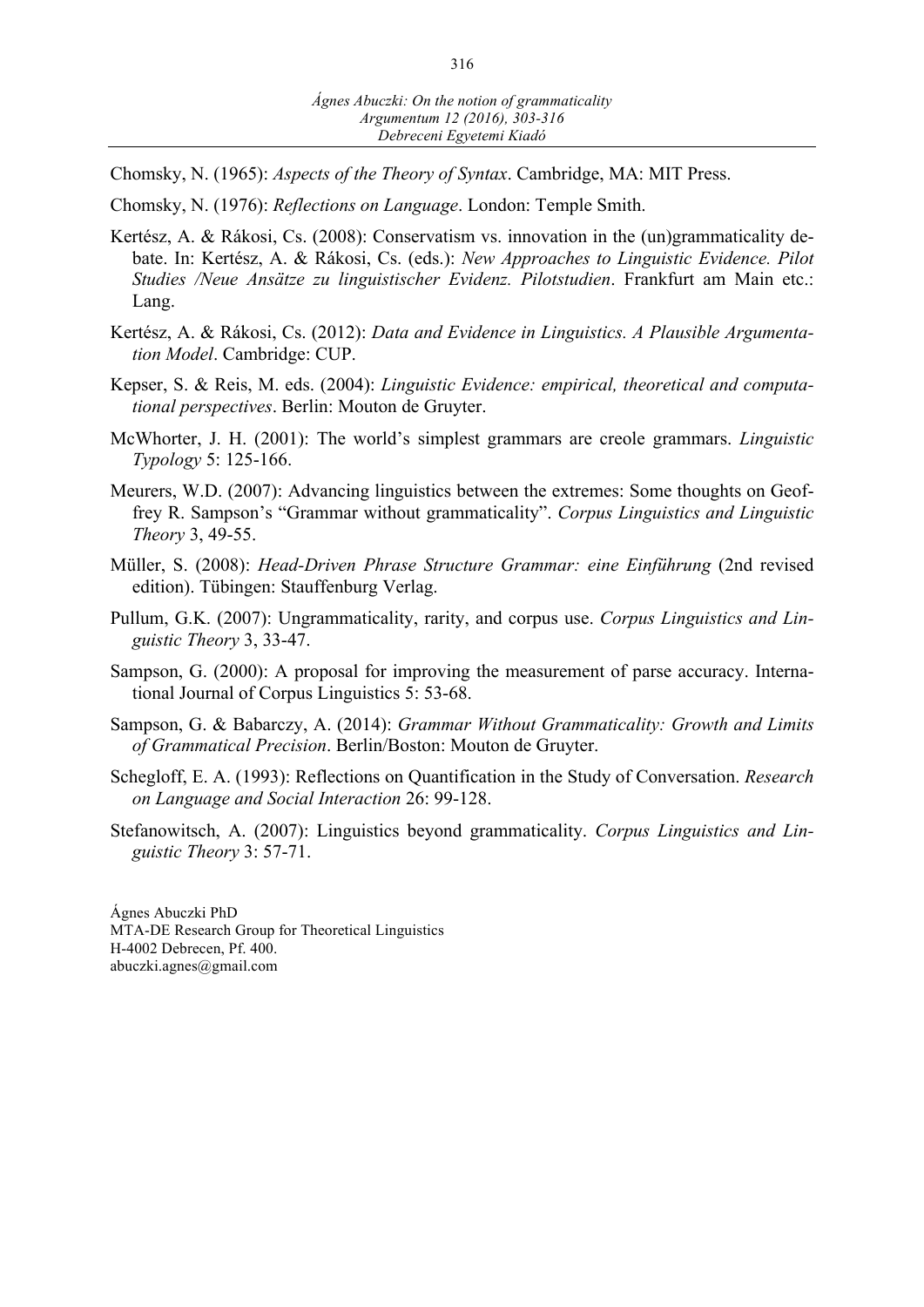Chomsky, N. (1965): *Aspects of the Theory of Syntax*. Cambridge, MA: MIT Press.

Chomsky, N. (1976): *Reflections on Language*. London: Temple Smith.

Kertész, A. & Rákosi, Cs. (2008): Conservatism vs. innovation in the (un)grammaticality debate. In: Kertész, A. & Rákosi, Cs. (eds.): *New Approaches to Linguistic Evidence. Pilot Studies /Neue Ansätze zu linguistischer Evidenz. Pilotstudien*. Frankfurt am Main etc.: Lang.

Kertész, A. & Rákosi, Cs. (2012): *Data and Evidence in Linguistics. A Plausible Argumentation Model*. Cambridge: CUP.

Kepser, S. & Reis, M. eds. (2004): *Linguistic Evidence: empirical, theoretical and computational perspectives*. Berlin: Mouton de Gruyter.

McWhorter, J. H. (2001): The world's simplest grammars are creole grammars. *Linguistic Typology* 5: 125-166.

Meurers, W.D. (2007): Advancing linguistics between the extremes: Some thoughts on Geoffrey R. Sampson's "Grammar without grammaticality". *Corpus Linguistics and Linguistic Theory* 3, 49-55.

Müller, S. (2008): *Head-Driven Phrase Structure Grammar: eine Einführung* (2nd revised edition). Tübingen: Stauffenburg Verlag.

Pullum, G.K. (2007): Ungrammaticality, rarity, and corpus use. *Corpus Linguistics and Linguistic Theory* 3, 33-47.

Sampson, G. (2000): A proposal for improving the measurement of parse accuracy. International Journal of Corpus Linguistics 5: 53-68.

Sampson, G. & Babarczy, A. (2014): *Grammar Without Grammaticality: Growth and Limits of Grammatical Precision*. Berlin/Boston: Mouton de Gruyter.

Schegloff, E. A. (1993): Reflections on Quantification in the Study of Conversation. *Research on Language and Social Interaction* 26: 99-128.

Stefanowitsch, A. (2007): Linguistics beyond grammaticality. *Corpus Linguistics and Linguistic Theory* 3: 57-71.

Ágnes Abuczki PhD
MTA-DE Research Group for Theoretical Linguistics
H-4002 Debrecen, Pf. 400.
abuczki.agnes@gmail.com